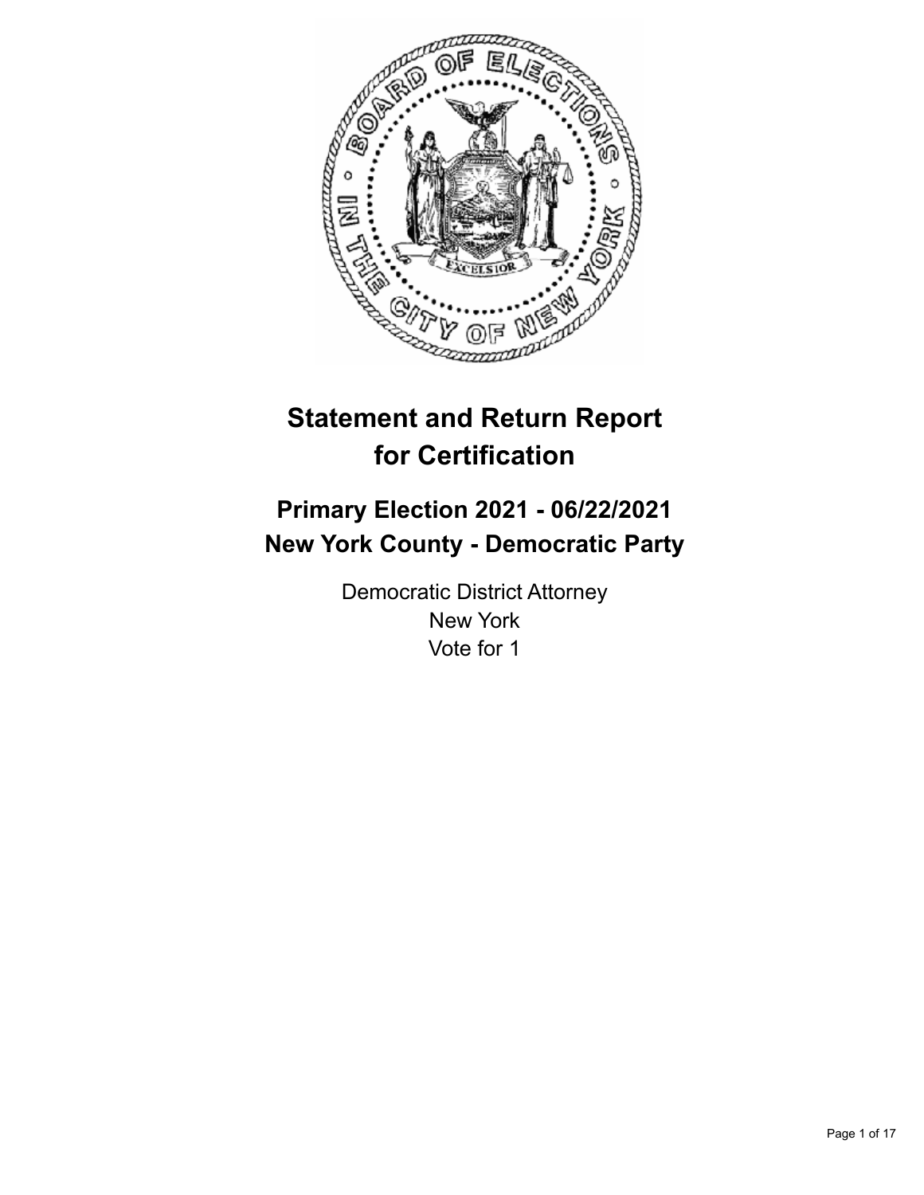# Statement and Return Report for Certification

## Primary Election 2021 - 06/22/2021
## New York County - Democratic Party

Democratic District Attorney
New York
Vote for 1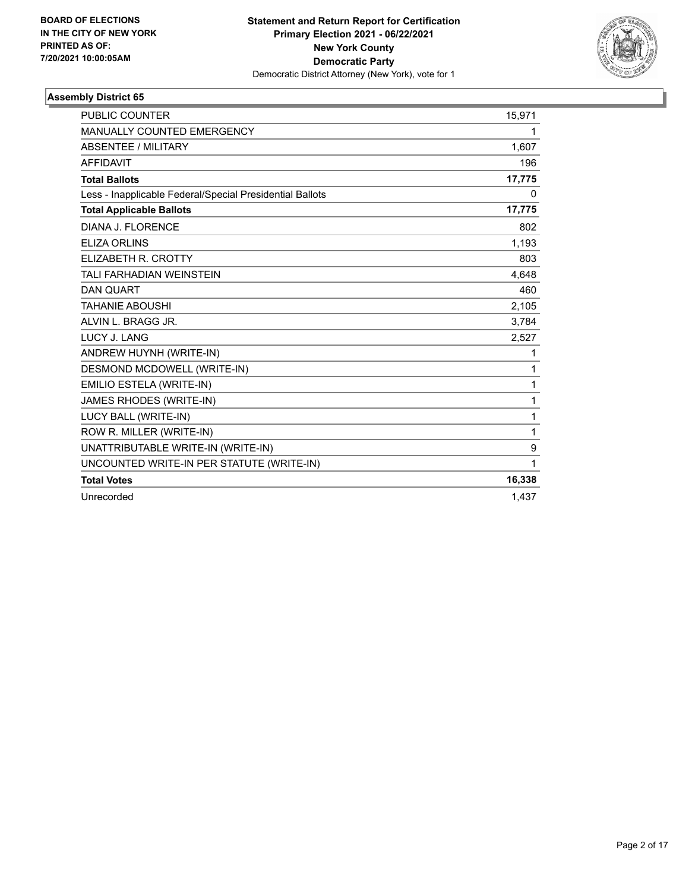**BOARD OF ELECTIONS IN THE CITY OF NEW YORK PRINTED AS OF: 7/20/2021 10:00:05AM**

**Statement and Return Report for Certification Primary Election 2021 - 06/22/2021 New York County Democratic Party**
Democratic District Attorney (New York), vote for 1

## Assembly District 65

| | |
|---|---|
| PUBLIC COUNTER | 15,971 |
| MANUALLY COUNTED EMERGENCY | 1 |
| ABSENTEE / MILITARY | 1,607 |
| AFFIDAVIT | 196 |
| **Total Ballots** | **17,775** |
| Less - Inapplicable Federal/Special Presidential Ballots | 0 |
| **Total Applicable Ballots** | **17,775** |
| DIANA J. FLORENCE | 802 |
| ELIZA ORLINS | 1,193 |
| ELIZABETH R. CROTTY | 803 |
| TALI FARHADIAN WEINSTEIN | 4,648 |
| DAN QUART | 460 |
| TAHANIE ABOUSHI | 2,105 |
| ALVIN L. BRAGG JR. | 3,784 |
| LUCY J. LANG | 2,527 |
| ANDREW HUYNH (WRITE-IN) | 1 |
| DESMOND MCDOWELL (WRITE-IN) | 1 |
| EMILIO ESTELA (WRITE-IN) | 1 |
| JAMES RHODES (WRITE-IN) | 1 |
| LUCY BALL (WRITE-IN) | 1 |
| ROW R. MILLER (WRITE-IN) | 1 |
| UNATTRIBUTABLE WRITE-IN (WRITE-IN) | 9 |
| UNCOUNTED WRITE-IN PER STATUTE (WRITE-IN) | 1 |
| **Total Votes** | **16,338** |
| Unrecorded | 1,437 |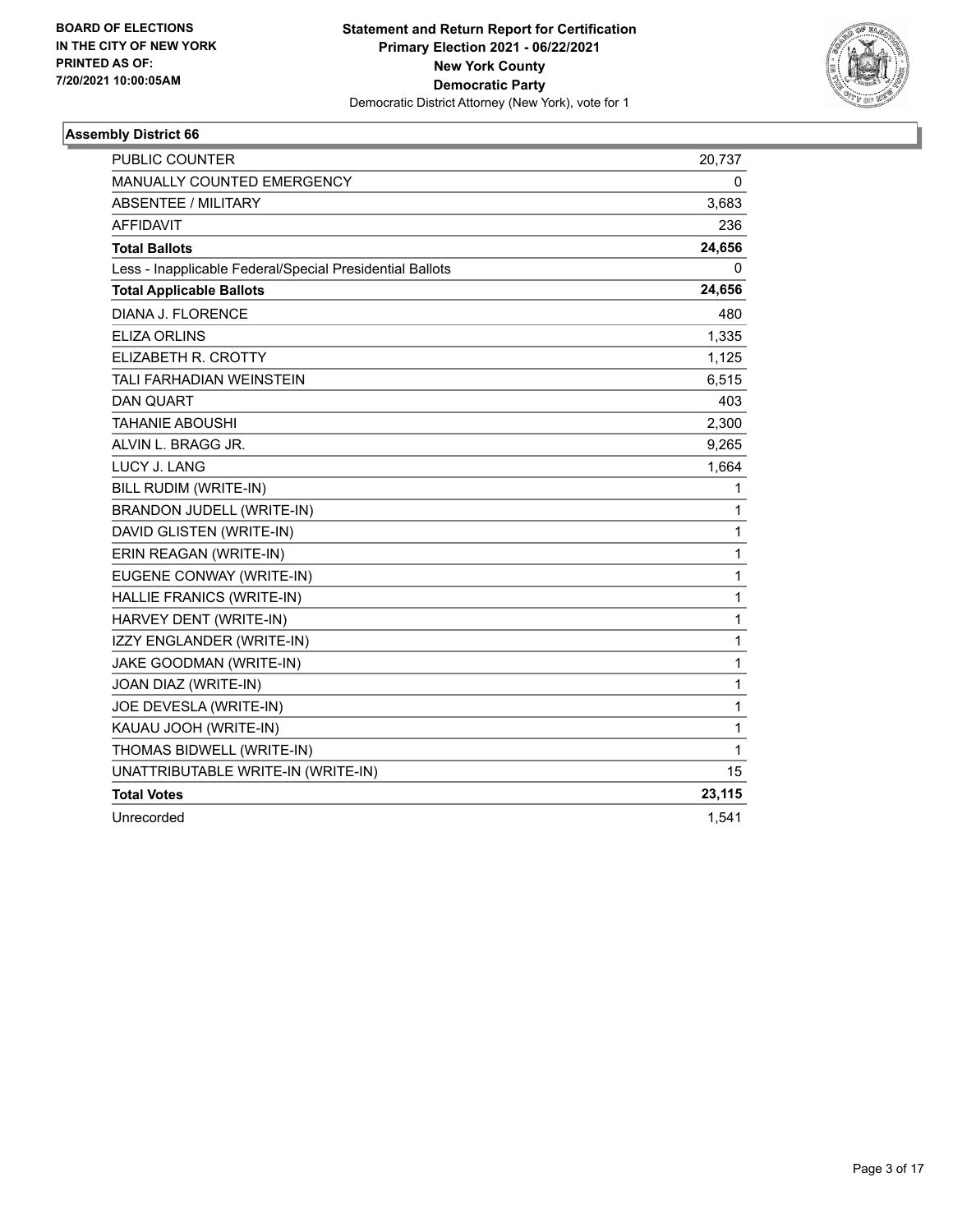BOARD OF ELECTIONS
IN THE CITY OF NEW YORK
PRINTED AS OF:
7/20/2021 10:00:05AM

**Statement and Return Report for Certification**
**Primary Election 2021 - 06/22/2021**
**New York County**
**Democratic Party**
Democratic District Attorney (New York), vote for 1

### Assembly District 66

| | |
|---|---|
| PUBLIC COUNTER | 20,737 |
| MANUALLY COUNTED EMERGENCY | 0 |
| ABSENTEE / MILITARY | 3,683 |
| AFFIDAVIT | 236 |
| **Total Ballots** | **24,656** |
| Less - Inapplicable Federal/Special Presidential Ballots | 0 |
| **Total Applicable Ballots** | **24,656** |
| DIANA J. FLORENCE | 480 |
| ELIZA ORLINS | 1,335 |
| ELIZABETH R. CROTTY | 1,125 |
| TALI FARHADIAN WEINSTEIN | 6,515 |
| DAN QUART | 403 |
| TAHANIE ABOUSHI | 2,300 |
| ALVIN L. BRAGG JR. | 9,265 |
| LUCY J. LANG | 1,664 |
| BILL RUDIM (WRITE-IN) | 1 |
| BRANDON JUDELL (WRITE-IN) | 1 |
| DAVID GLISTEN (WRITE-IN) | 1 |
| ERIN REAGAN (WRITE-IN) | 1 |
| EUGENE CONWAY (WRITE-IN) | 1 |
| HALLIE FRANICS (WRITE-IN) | 1 |
| HARVEY DENT (WRITE-IN) | 1 |
| IZZY ENGLANDER (WRITE-IN) | 1 |
| JAKE GOODMAN (WRITE-IN) | 1 |
| JOAN DIAZ (WRITE-IN) | 1 |
| JOE DEVESLA (WRITE-IN) | 1 |
| KAUAU JOOH (WRITE-IN) | 1 |
| THOMAS BIDWELL (WRITE-IN) | 1 |
| UNATTRIBUTABLE WRITE-IN (WRITE-IN) | 15 |
| **Total Votes** | **23,115** |
| Unrecorded | 1,541 |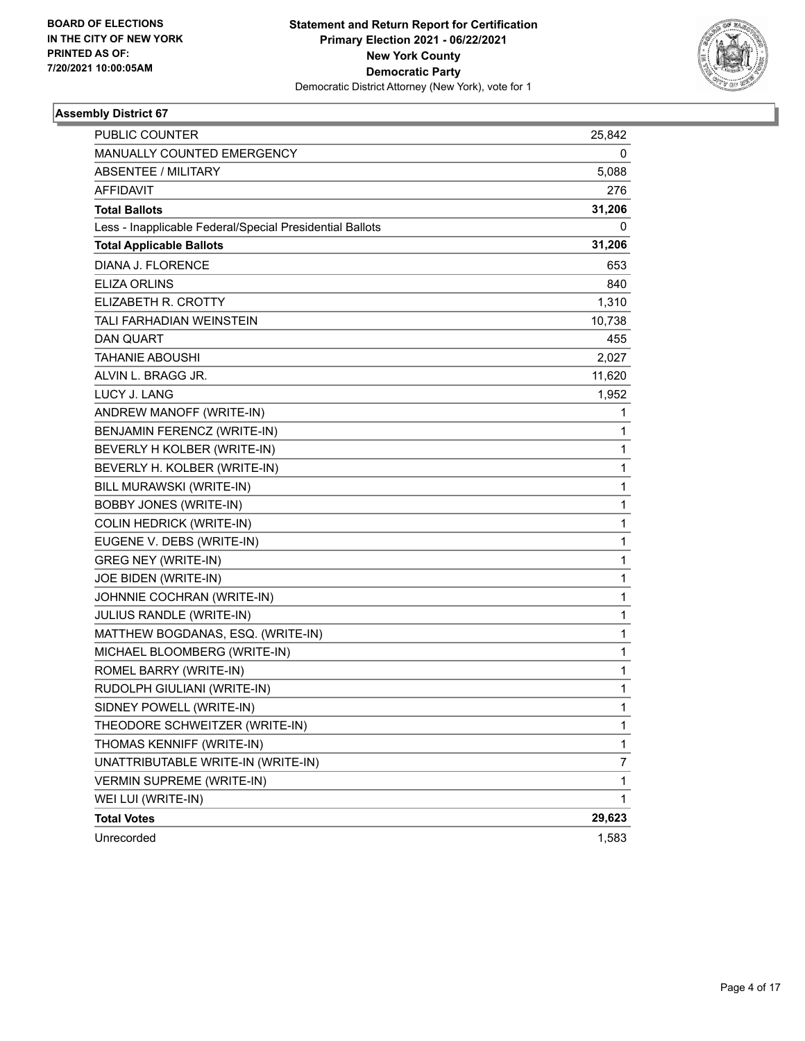BOARD OF ELECTIONS
IN THE CITY OF NEW YORK
PRINTED AS OF:
7/20/2021 10:00:05AM

**Statement and Return Report for Certification**
**Primary Election 2021 - 06/22/2021**
**New York County**
**Democratic Party**
Democratic District Attorney (New York), vote for 1

### Assembly District 67

| | |
|---|---|
| PUBLIC COUNTER | 25,842 |
| MANUALLY COUNTED EMERGENCY | 0 |
| ABSENTEE / MILITARY | 5,088 |
| AFFIDAVIT | 276 |
| **Total Ballots** | **31,206** |
| Less - Inapplicable Federal/Special Presidential Ballots | 0 |
| **Total Applicable Ballots** | **31,206** |
| DIANA J. FLORENCE | 653 |
| ELIZA ORLINS | 840 |
| ELIZABETH R. CROTTY | 1,310 |
| TALI FARHADIAN WEINSTEIN | 10,738 |
| DAN QUART | 455 |
| TAHANIE ABOUSHI | 2,027 |
| ALVIN L. BRAGG JR. | 11,620 |
| LUCY J. LANG | 1,952 |
| ANDREW MANOFF (WRITE-IN) | 1 |
| BENJAMIN FERENCZ (WRITE-IN) | 1 |
| BEVERLY H KOLBER (WRITE-IN) | 1 |
| BEVERLY H. KOLBER (WRITE-IN) | 1 |
| BILL MURAWSKI (WRITE-IN) | 1 |
| BOBBY JONES (WRITE-IN) | 1 |
| COLIN HEDRICK (WRITE-IN) | 1 |
| EUGENE V. DEBS (WRITE-IN) | 1 |
| GREG NEY (WRITE-IN) | 1 |
| JOE BIDEN (WRITE-IN) | 1 |
| JOHNNIE COCHRAN (WRITE-IN) | 1 |
| JULIUS RANDLE (WRITE-IN) | 1 |
| MATTHEW BOGDANAS, ESQ. (WRITE-IN) | 1 |
| MICHAEL BLOOMBERG (WRITE-IN) | 1 |
| ROMEL BARRY (WRITE-IN) | 1 |
| RUDOLPH GIULIANI (WRITE-IN) | 1 |
| SIDNEY POWELL (WRITE-IN) | 1 |
| THEODORE SCHWEITZER (WRITE-IN) | 1 |
| THOMAS KENNIFF (WRITE-IN) | 1 |
| UNATTRIBUTABLE WRITE-IN (WRITE-IN) | 7 |
| VERMIN SUPREME (WRITE-IN) | 1 |
| WEI LUI (WRITE-IN) | 1 |
| **Total Votes** | **29,623** |
| Unrecorded | 1,583 |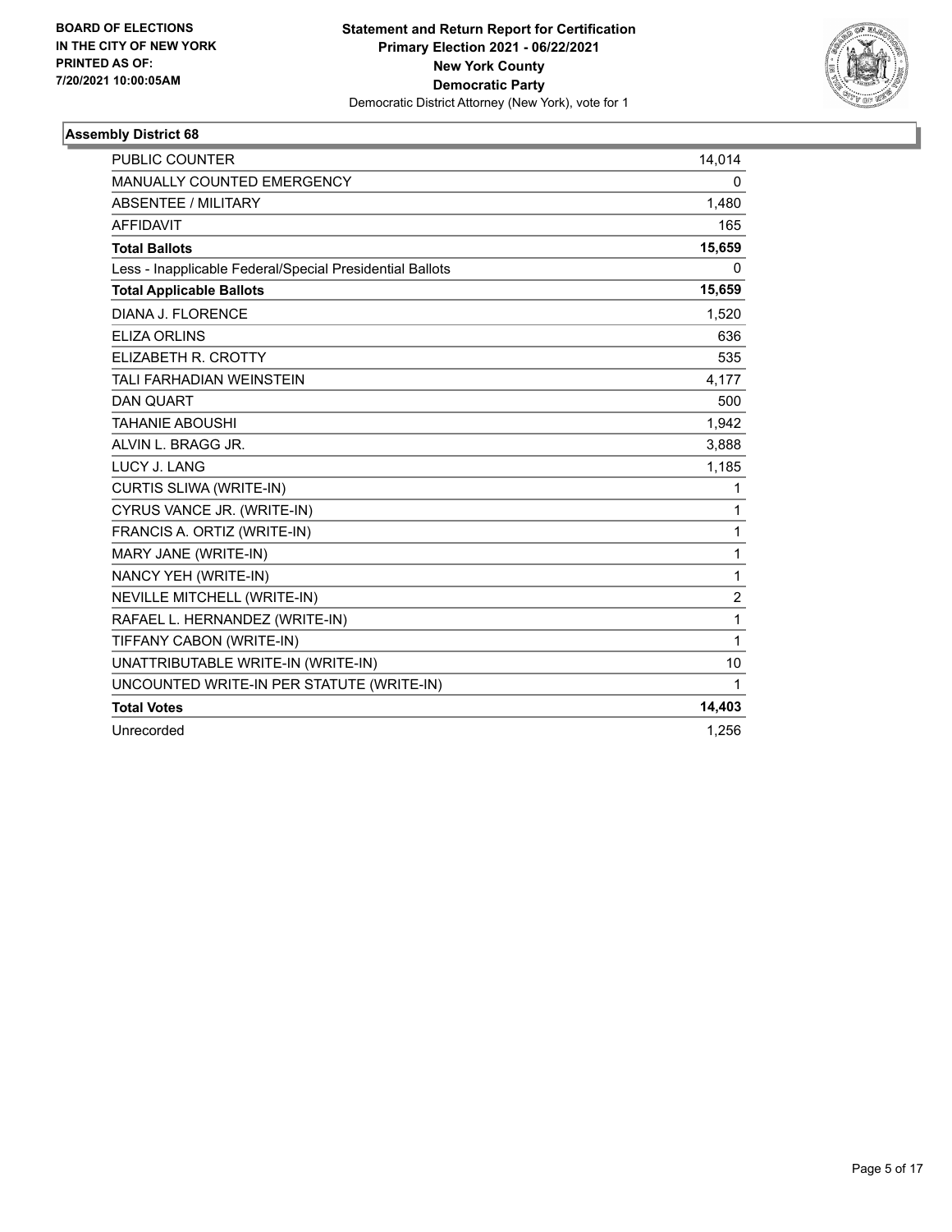**BOARD OF ELECTIONS IN THE CITY OF NEW YORK PRINTED AS OF: 7/20/2021 10:00:05AM**

**Statement and Return Report for Certification Primary Election 2021 - 06/22/2021 New York County Democratic Party**
Democratic District Attorney (New York), vote for 1

### Assembly District 68

| | |
|---|---|
| PUBLIC COUNTER | 14,014 |
| MANUALLY COUNTED EMERGENCY | 0 |
| ABSENTEE / MILITARY | 1,480 |
| AFFIDAVIT | 165 |
| **Total Ballots** | **15,659** |
| Less - Inapplicable Federal/Special Presidential Ballots | 0 |
| **Total Applicable Ballots** | **15,659** |
| DIANA J. FLORENCE | 1,520 |
| ELIZA ORLINS | 636 |
| ELIZABETH R. CROTTY | 535 |
| TALI FARHADIAN WEINSTEIN | 4,177 |
| DAN QUART | 500 |
| TAHANIE ABOUSHI | 1,942 |
| ALVIN L. BRAGG JR. | 3,888 |
| LUCY J. LANG | 1,185 |
| CURTIS SLIWA (WRITE-IN) | 1 |
| CYRUS VANCE JR. (WRITE-IN) | 1 |
| FRANCIS A. ORTIZ (WRITE-IN) | 1 |
| MARY JANE (WRITE-IN) | 1 |
| NANCY YEH (WRITE-IN) | 1 |
| NEVILLE MITCHELL (WRITE-IN) | 2 |
| RAFAEL L. HERNANDEZ (WRITE-IN) | 1 |
| TIFFANY CABON (WRITE-IN) | 1 |
| UNATTRIBUTABLE WRITE-IN (WRITE-IN) | 10 |
| UNCOUNTED WRITE-IN PER STATUTE (WRITE-IN) | 1 |
| **Total Votes** | **14,403** |
| Unrecorded | 1,256 |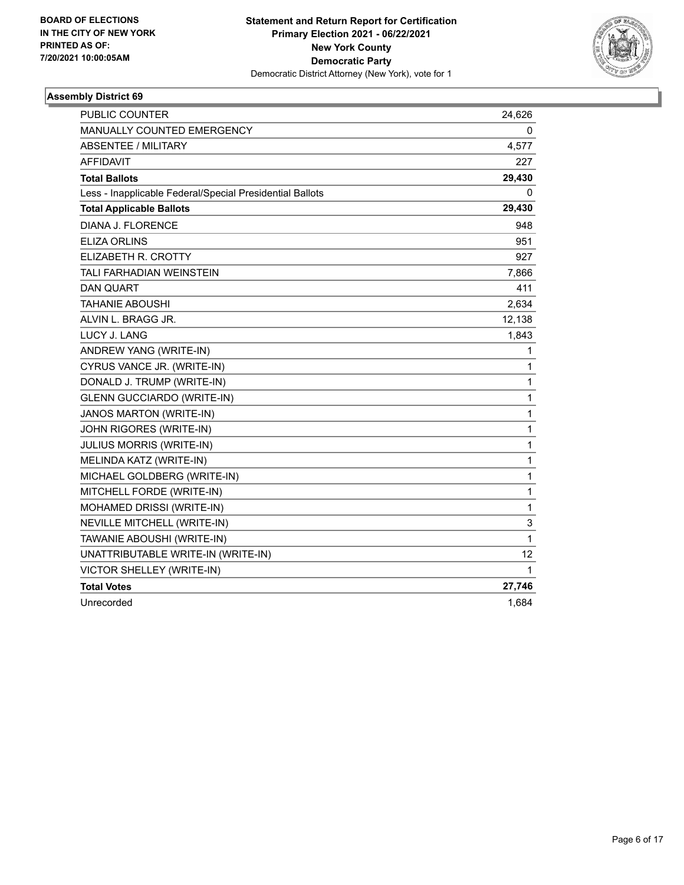**BOARD OF ELECTIONS IN THE CITY OF NEW YORK PRINTED AS OF: 7/20/2021 10:00:05AM**

**Statement and Return Report for Certification Primary Election 2021 - 06/22/2021 New York County Democratic Party**

Democratic District Attorney (New York), vote for 1

### Assembly District 69

| | |
|---|---|
| PUBLIC COUNTER | 24,626 |
| MANUALLY COUNTED EMERGENCY | 0 |
| ABSENTEE / MILITARY | 4,577 |
| AFFIDAVIT | 227 |
| **Total Ballots** | **29,430** |
| Less - Inapplicable Federal/Special Presidential Ballots | 0 |
| **Total Applicable Ballots** | **29,430** |
| DIANA J. FLORENCE | 948 |
| ELIZA ORLINS | 951 |
| ELIZABETH R. CROTTY | 927 |
| TALI FARHADIAN WEINSTEIN | 7,866 |
| DAN QUART | 411 |
| TAHANIE ABOUSHI | 2,634 |
| ALVIN L. BRAGG JR. | 12,138 |
| LUCY J. LANG | 1,843 |
| ANDREW YANG (WRITE-IN) | 1 |
| CYRUS VANCE JR. (WRITE-IN) | 1 |
| DONALD J. TRUMP (WRITE-IN) | 1 |
| GLENN GUCCIARDO (WRITE-IN) | 1 |
| JANOS MARTON (WRITE-IN) | 1 |
| JOHN RIGORES (WRITE-IN) | 1 |
| JULIUS MORRIS (WRITE-IN) | 1 |
| MELINDA KATZ (WRITE-IN) | 1 |
| MICHAEL GOLDBERG (WRITE-IN) | 1 |
| MITCHELL FORDE (WRITE-IN) | 1 |
| MOHAMED DRISSI (WRITE-IN) | 1 |
| NEVILLE MITCHELL (WRITE-IN) | 3 |
| TAWANIE ABOUSHI (WRITE-IN) | 1 |
| UNATTRIBUTABLE WRITE-IN (WRITE-IN) | 12 |
| VICTOR SHELLEY (WRITE-IN) | 1 |
| **Total Votes** | **27,746** |
| Unrecorded | 1,684 |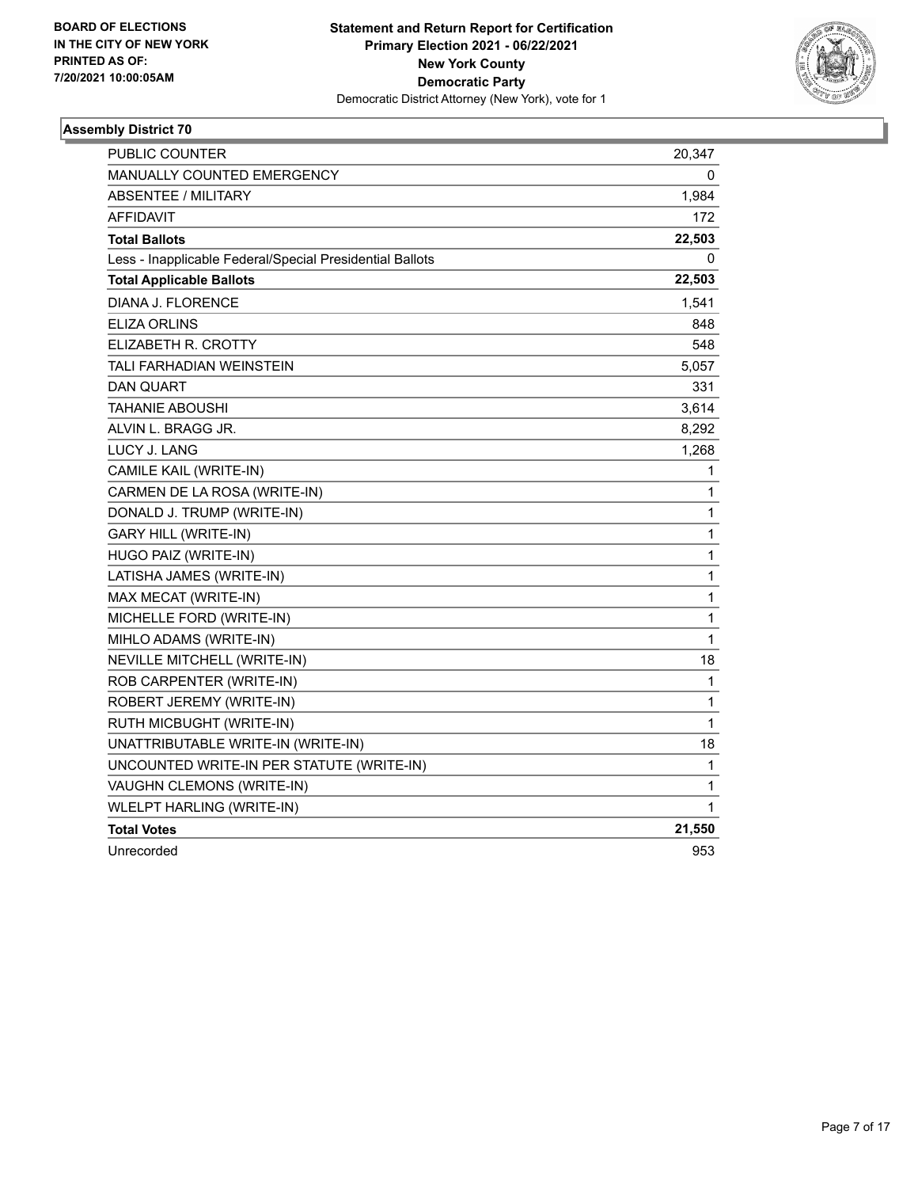BOARD OF ELECTIONS
IN THE CITY OF NEW YORK
PRINTED AS OF:
7/20/2021 10:00:05AM

**Statement and Return Report for Certification**
**Primary Election 2021 - 06/22/2021**
**New York County**
**Democratic Party**
Democratic District Attorney (New York), vote for 1

### Assembly District 70

| | |
|---|---|
| PUBLIC COUNTER | 20,347 |
| MANUALLY COUNTED EMERGENCY | 0 |
| ABSENTEE / MILITARY | 1,984 |
| AFFIDAVIT | 172 |
| **Total Ballots** | **22,503** |
| Less - Inapplicable Federal/Special Presidential Ballots | 0 |
| **Total Applicable Ballots** | **22,503** |
| DIANA J. FLORENCE | 1,541 |
| ELIZA ORLINS | 848 |
| ELIZABETH R. CROTTY | 548 |
| TALI FARHADIAN WEINSTEIN | 5,057 |
| DAN QUART | 331 |
| TAHANIE ABOUSHI | 3,614 |
| ALVIN L. BRAGG JR. | 8,292 |
| LUCY J. LANG | 1,268 |
| CAMILE KAIL (WRITE-IN) | 1 |
| CARMEN DE LA ROSA (WRITE-IN) | 1 |
| DONALD J. TRUMP (WRITE-IN) | 1 |
| GARY HILL (WRITE-IN) | 1 |
| HUGO PAIZ (WRITE-IN) | 1 |
| LATISHA JAMES (WRITE-IN) | 1 |
| MAX MECAT (WRITE-IN) | 1 |
| MICHELLE FORD (WRITE-IN) | 1 |
| MIHLO ADAMS (WRITE-IN) | 1 |
| NEVILLE MITCHELL (WRITE-IN) | 18 |
| ROB CARPENTER (WRITE-IN) | 1 |
| ROBERT JEREMY (WRITE-IN) | 1 |
| RUTH MICBUGHT (WRITE-IN) | 1 |
| UNATTRIBUTABLE WRITE-IN (WRITE-IN) | 18 |
| UNCOUNTED WRITE-IN PER STATUTE (WRITE-IN) | 1 |
| VAUGHN CLEMONS (WRITE-IN) | 1 |
| WLELPT HARLING (WRITE-IN) | 1 |
| **Total Votes** | **21,550** |
| Unrecorded | 953 |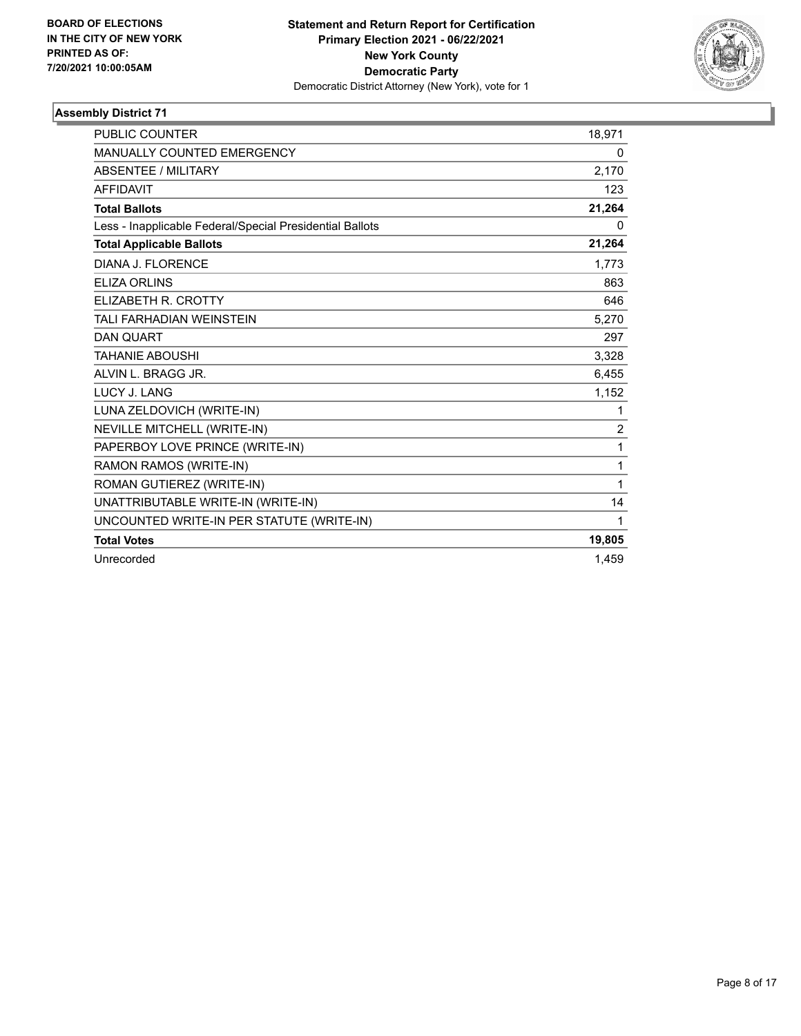**BOARD OF ELECTIONS IN THE CITY OF NEW YORK PRINTED AS OF: 7/20/2021 10:00:05AM**

**Statement and Return Report for Certification**
**Primary Election 2021 - 06/22/2021**
**New York County**
**Democratic Party**
Democratic District Attorney (New York), vote for 1

### Assembly District 71

| | |
|---|---|
| PUBLIC COUNTER | 18,971 |
| MANUALLY COUNTED EMERGENCY | 0 |
| ABSENTEE / MILITARY | 2,170 |
| AFFIDAVIT | 123 |
| **Total Ballots** | **21,264** |
| Less - Inapplicable Federal/Special Presidential Ballots | 0 |
| **Total Applicable Ballots** | **21,264** |
| DIANA J. FLORENCE | 1,773 |
| ELIZA ORLINS | 863 |
| ELIZABETH R. CROTTY | 646 |
| TALI FARHADIAN WEINSTEIN | 5,270 |
| DAN QUART | 297 |
| TAHANIE ABOUSHI | 3,328 |
| ALVIN L. BRAGG JR. | 6,455 |
| LUCY J. LANG | 1,152 |
| LUNA ZELDOVICH (WRITE-IN) | 1 |
| NEVILLE MITCHELL (WRITE-IN) | 2 |
| PAPERBOY LOVE PRINCE (WRITE-IN) | 1 |
| RAMON RAMOS (WRITE-IN) | 1 |
| ROMAN GUTIEREZ (WRITE-IN) | 1 |
| UNATTRIBUTABLE WRITE-IN (WRITE-IN) | 14 |
| UNCOUNTED WRITE-IN PER STATUTE (WRITE-IN) | 1 |
| **Total Votes** | **19,805** |
| Unrecorded | 1,459 |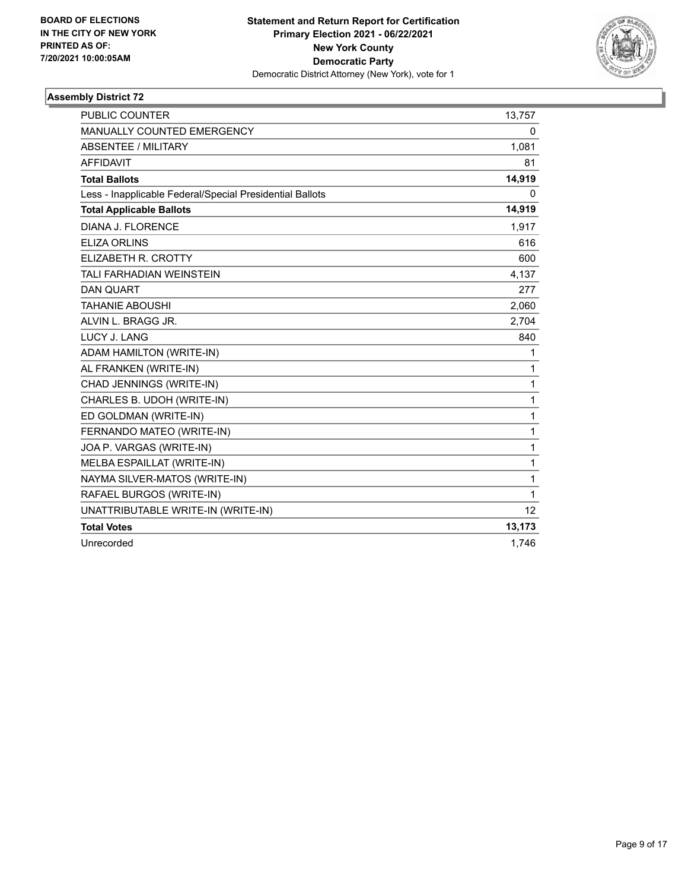BOARD OF ELECTIONS
IN THE CITY OF NEW YORK
PRINTED AS OF:
7/20/2021 10:00:05AM

**Statement and Return Report for Certification**
**Primary Election 2021 - 06/22/2021**
**New York County**
**Democratic Party**
Democratic District Attorney (New York), vote for 1

### Assembly District 72

| | |
|---|---|
| PUBLIC COUNTER | 13,757 |
| MANUALLY COUNTED EMERGENCY | 0 |
| ABSENTEE / MILITARY | 1,081 |
| AFFIDAVIT | 81 |
| **Total Ballots** | **14,919** |
| Less - Inapplicable Federal/Special Presidential Ballots | 0 |
| **Total Applicable Ballots** | **14,919** |
| DIANA J. FLORENCE | 1,917 |
| ELIZA ORLINS | 616 |
| ELIZABETH R. CROTTY | 600 |
| TALI FARHADIAN WEINSTEIN | 4,137 |
| DAN QUART | 277 |
| TAHANIE ABOUSHI | 2,060 |
| ALVIN L. BRAGG JR. | 2,704 |
| LUCY J. LANG | 840 |
| ADAM HAMILTON (WRITE-IN) | 1 |
| AL FRANKEN (WRITE-IN) | 1 |
| CHAD JENNINGS (WRITE-IN) | 1 |
| CHARLES B. UDOH (WRITE-IN) | 1 |
| ED GOLDMAN (WRITE-IN) | 1 |
| FERNANDO MATEO (WRITE-IN) | 1 |
| JOA P. VARGAS (WRITE-IN) | 1 |
| MELBA ESPAILLAT (WRITE-IN) | 1 |
| NAYMA SILVER-MATOS (WRITE-IN) | 1 |
| RAFAEL BURGOS (WRITE-IN) | 1 |
| UNATTRIBUTABLE WRITE-IN (WRITE-IN) | 12 |
| **Total Votes** | **13,173** |
| Unrecorded | 1,746 |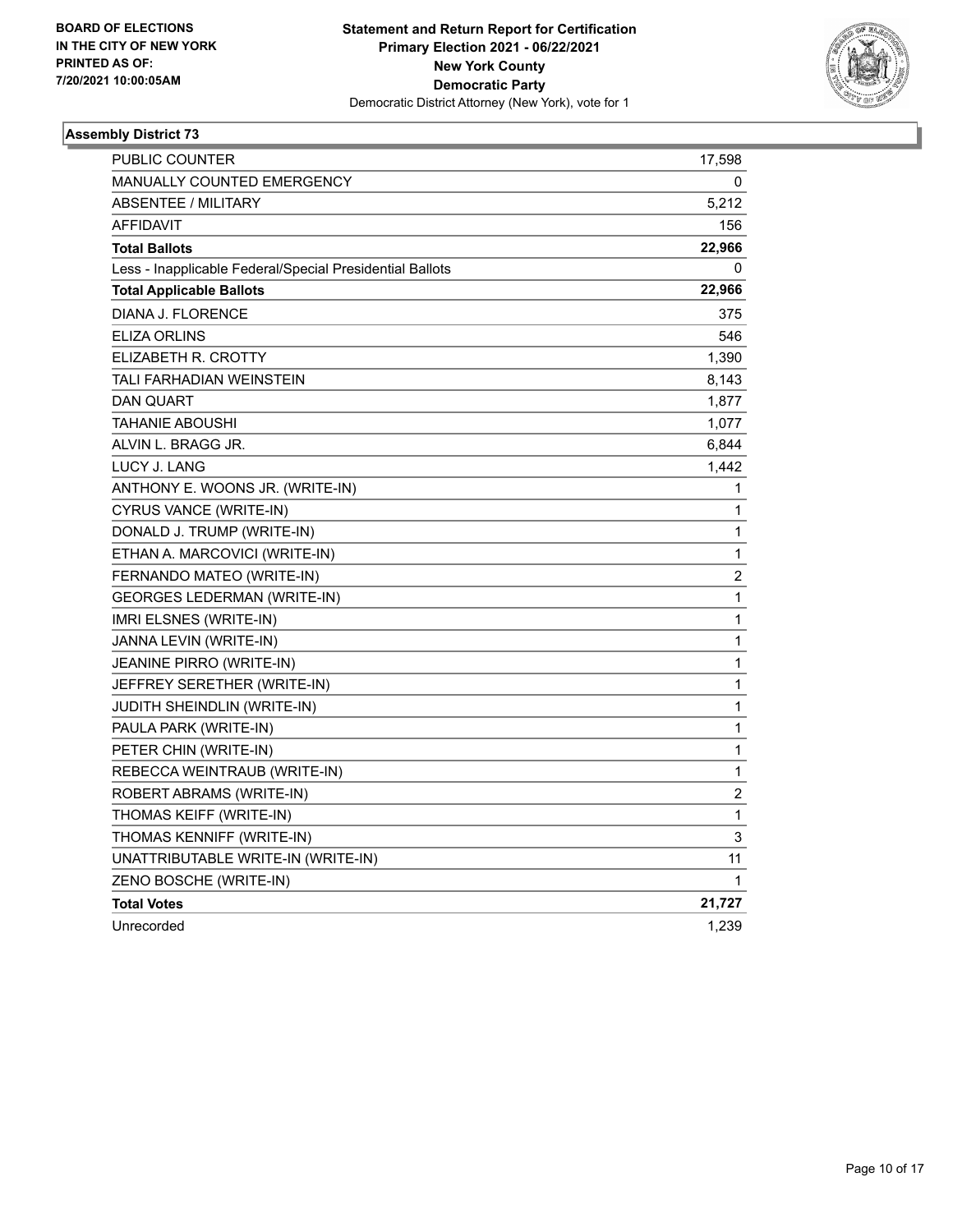BOARD OF ELECTIONS
IN THE CITY OF NEW YORK
PRINTED AS OF:
7/20/2021 10:00:05AM

**Statement and Return Report for Certification**
**Primary Election 2021 - 06/22/2021**
**New York County**
**Democratic Party**
Democratic District Attorney (New York), vote for 1

### Assembly District 73

| | |
|---|---|
| PUBLIC COUNTER | 17,598 |
| MANUALLY COUNTED EMERGENCY | 0 |
| ABSENTEE / MILITARY | 5,212 |
| AFFIDAVIT | 156 |
| **Total Ballots** | **22,966** |
| Less - Inapplicable Federal/Special Presidential Ballots | 0 |
| **Total Applicable Ballots** | **22,966** |
| DIANA J. FLORENCE | 375 |
| ELIZA ORLINS | 546 |
| ELIZABETH R. CROTTY | 1,390 |
| TALI FARHADIAN WEINSTEIN | 8,143 |
| DAN QUART | 1,877 |
| TAHANIE ABOUSHI | 1,077 |
| ALVIN L. BRAGG JR. | 6,844 |
| LUCY J. LANG | 1,442 |
| ANTHONY E. WOONS JR. (WRITE-IN) | 1 |
| CYRUS VANCE (WRITE-IN) | 1 |
| DONALD J. TRUMP (WRITE-IN) | 1 |
| ETHAN A. MARCOVICI (WRITE-IN) | 1 |
| FERNANDO MATEO (WRITE-IN) | 2 |
| GEORGES LEDERMAN (WRITE-IN) | 1 |
| IMRI ELSNES (WRITE-IN) | 1 |
| JANNA LEVIN (WRITE-IN) | 1 |
| JEANINE PIRRO (WRITE-IN) | 1 |
| JEFFREY SERETHER (WRITE-IN) | 1 |
| JUDITH SHEINDLIN (WRITE-IN) | 1 |
| PAULA PARK (WRITE-IN) | 1 |
| PETER CHIN (WRITE-IN) | 1 |
| REBECCA WEINTRAUB (WRITE-IN) | 1 |
| ROBERT ABRAMS (WRITE-IN) | 2 |
| THOMAS KEIFF (WRITE-IN) | 1 |
| THOMAS KENNIFF (WRITE-IN) | 3 |
| UNATTRIBUTABLE WRITE-IN (WRITE-IN) | 11 |
| ZENO BOSCHE (WRITE-IN) | 1 |
| **Total Votes** | **21,727** |
| Unrecorded | 1,239 |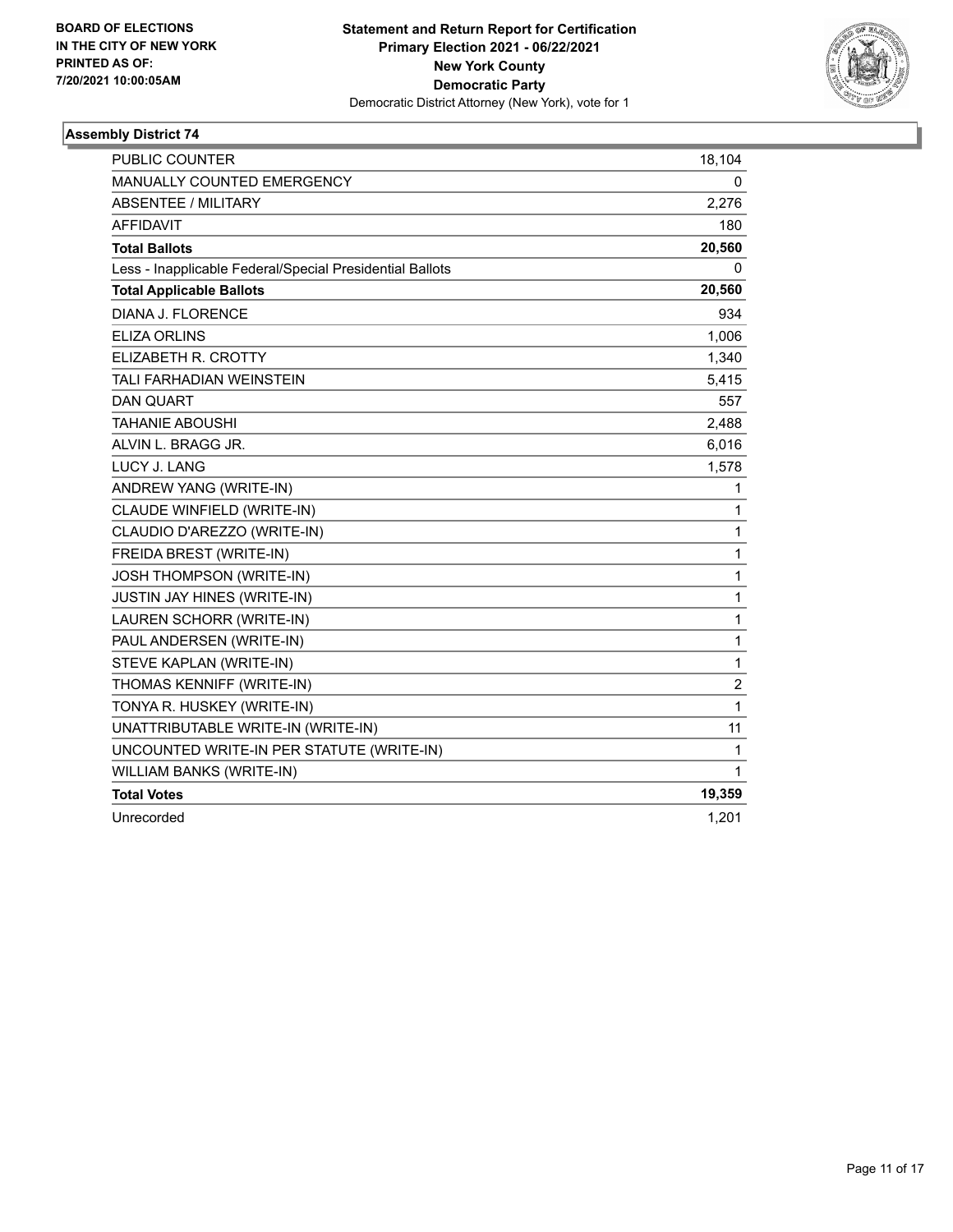BOARD OF ELECTIONS
IN THE CITY OF NEW YORK
PRINTED AS OF:
7/20/2021 10:00:05AM

**Statement and Return Report for Certification**
**Primary Election 2021 - 06/22/2021**
**New York County**
**Democratic Party**
Democratic District Attorney (New York), vote for 1

## Assembly District 74

| | |
|---|---|
| PUBLIC COUNTER | 18,104 |
| MANUALLY COUNTED EMERGENCY | 0 |
| ABSENTEE / MILITARY | 2,276 |
| AFFIDAVIT | 180 |
| **Total Ballots** | **20,560** |
| Less - Inapplicable Federal/Special Presidential Ballots | 0 |
| **Total Applicable Ballots** | **20,560** |
| DIANA J. FLORENCE | 934 |
| ELIZA ORLINS | 1,006 |
| ELIZABETH R. CROTTY | 1,340 |
| TALI FARHADIAN WEINSTEIN | 5,415 |
| DAN QUART | 557 |
| TAHANIE ABOUSHI | 2,488 |
| ALVIN L. BRAGG JR. | 6,016 |
| LUCY J. LANG | 1,578 |
| ANDREW YANG (WRITE-IN) | 1 |
| CLAUDE WINFIELD (WRITE-IN) | 1 |
| CLAUDIO D'AREZZO (WRITE-IN) | 1 |
| FREIDA BREST (WRITE-IN) | 1 |
| JOSH THOMPSON (WRITE-IN) | 1 |
| JUSTIN JAY HINES (WRITE-IN) | 1 |
| LAUREN SCHORR (WRITE-IN) | 1 |
| PAUL ANDERSEN (WRITE-IN) | 1 |
| STEVE KAPLAN (WRITE-IN) | 1 |
| THOMAS KENNIFF (WRITE-IN) | 2 |
| TONYA R. HUSKEY (WRITE-IN) | 1 |
| UNATTRIBUTABLE WRITE-IN (WRITE-IN) | 11 |
| UNCOUNTED WRITE-IN PER STATUTE (WRITE-IN) | 1 |
| WILLIAM BANKS (WRITE-IN) | 1 |
| **Total Votes** | **19,359** |
| Unrecorded | 1,201 |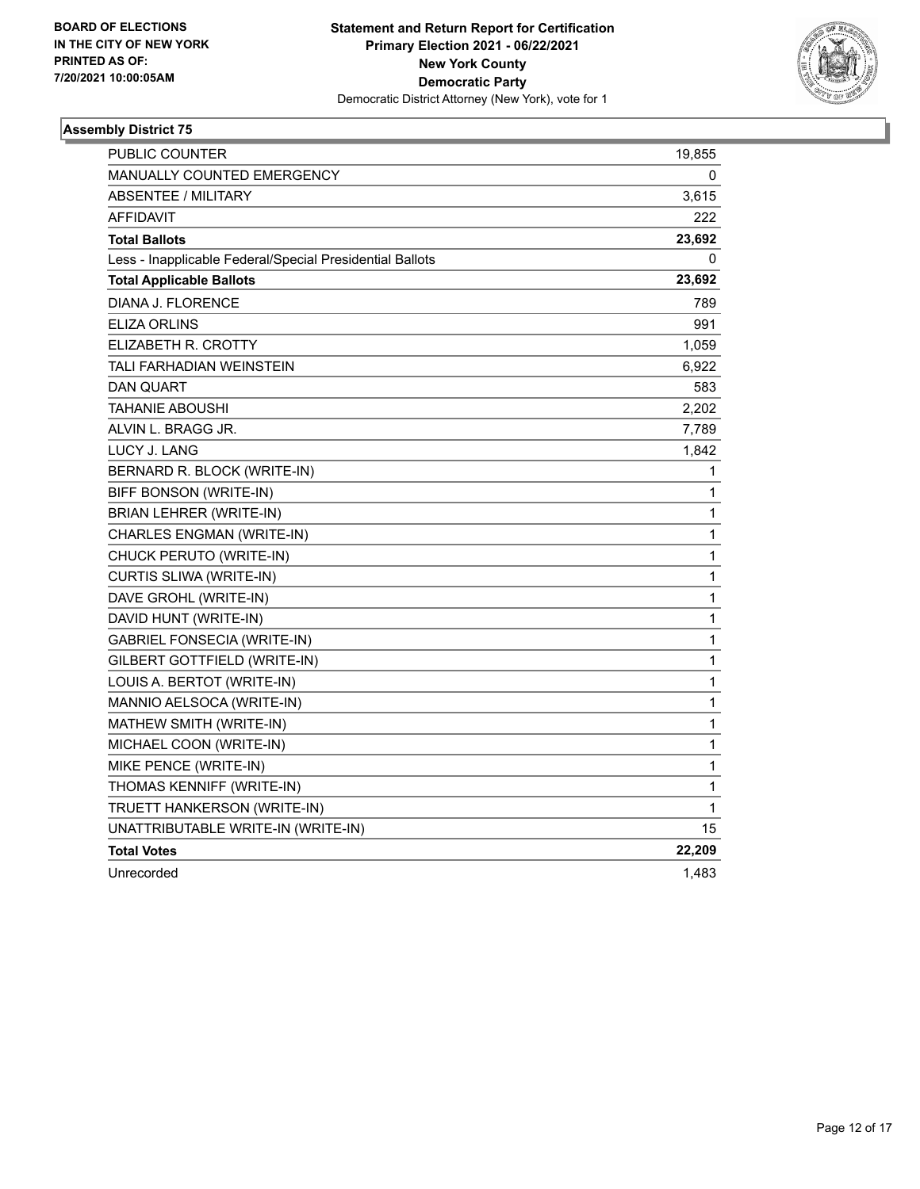BOARD OF ELECTIONS
IN THE CITY OF NEW YORK
PRINTED AS OF:
7/20/2021 10:00:05AM

**Statement and Return Report for Certification**
**Primary Election 2021 - 06/22/2021**
**New York County**
**Democratic Party**
Democratic District Attorney (New York), vote for 1

### Assembly District 75

| | |
|---|---|
| PUBLIC COUNTER | 19,855 |
| MANUALLY COUNTED EMERGENCY | 0 |
| ABSENTEE / MILITARY | 3,615 |
| AFFIDAVIT | 222 |
| **Total Ballots** | **23,692** |
| Less - Inapplicable Federal/Special Presidential Ballots | 0 |
| **Total Applicable Ballots** | **23,692** |
| DIANA J. FLORENCE | 789 |
| ELIZA ORLINS | 991 |
| ELIZABETH R. CROTTY | 1,059 |
| TALI FARHADIAN WEINSTEIN | 6,922 |
| DAN QUART | 583 |
| TAHANIE ABOUSHI | 2,202 |
| ALVIN L. BRAGG JR. | 7,789 |
| LUCY J. LANG | 1,842 |
| BERNARD R. BLOCK (WRITE-IN) | 1 |
| BIFF BONSON (WRITE-IN) | 1 |
| BRIAN LEHRER (WRITE-IN) | 1 |
| CHARLES ENGMAN (WRITE-IN) | 1 |
| CHUCK PERUTO (WRITE-IN) | 1 |
| CURTIS SLIWA (WRITE-IN) | 1 |
| DAVE GROHL (WRITE-IN) | 1 |
| DAVID HUNT (WRITE-IN) | 1 |
| GABRIEL FONSECIA (WRITE-IN) | 1 |
| GILBERT GOTTFIELD (WRITE-IN) | 1 |
| LOUIS A. BERTOT (WRITE-IN) | 1 |
| MANNIO AELSOCA (WRITE-IN) | 1 |
| MATHEW SMITH (WRITE-IN) | 1 |
| MICHAEL COON (WRITE-IN) | 1 |
| MIKE PENCE (WRITE-IN) | 1 |
| THOMAS KENNIFF (WRITE-IN) | 1 |
| TRUETT HANKERSON (WRITE-IN) | 1 |
| UNATTRIBUTABLE WRITE-IN (WRITE-IN) | 15 |
| **Total Votes** | **22,209** |
| Unrecorded | 1,483 |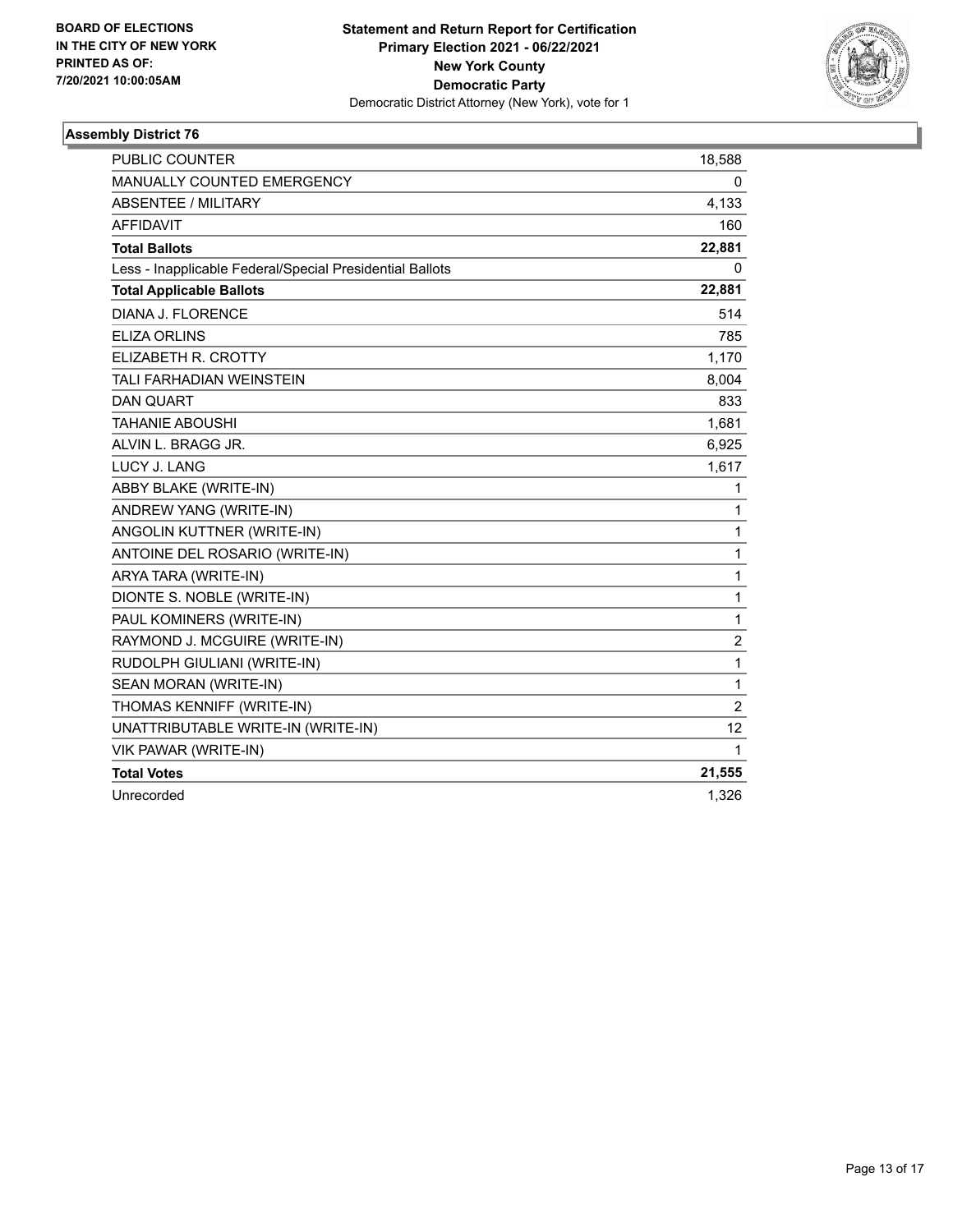BOARD OF ELECTIONS
IN THE CITY OF NEW YORK
PRINTED AS OF:
7/20/2021 10:00:05AM

**Statement and Return Report for Certification**
**Primary Election 2021 - 06/22/2021**
**New York County**
**Democratic Party**
Democratic District Attorney (New York), vote for 1

### Assembly District 76

| | |
|---|---|
| PUBLIC COUNTER | 18,588 |
| MANUALLY COUNTED EMERGENCY | 0 |
| ABSENTEE / MILITARY | 4,133 |
| AFFIDAVIT | 160 |
| **Total Ballots** | **22,881** |
| Less - Inapplicable Federal/Special Presidential Ballots | 0 |
| **Total Applicable Ballots** | **22,881** |
| DIANA J. FLORENCE | 514 |
| ELIZA ORLINS | 785 |
| ELIZABETH R. CROTTY | 1,170 |
| TALI FARHADIAN WEINSTEIN | 8,004 |
| DAN QUART | 833 |
| TAHANIE ABOUSHI | 1,681 |
| ALVIN L. BRAGG JR. | 6,925 |
| LUCY J. LANG | 1,617 |
| ABBY BLAKE (WRITE-IN) | 1 |
| ANDREW YANG (WRITE-IN) | 1 |
| ANGOLIN KUTTNER (WRITE-IN) | 1 |
| ANTOINE DEL ROSARIO (WRITE-IN) | 1 |
| ARYA TARA (WRITE-IN) | 1 |
| DIONTE S. NOBLE (WRITE-IN) | 1 |
| PAUL KOMINERS (WRITE-IN) | 1 |
| RAYMOND J. MCGUIRE (WRITE-IN) | 2 |
| RUDOLPH GIULIANI (WRITE-IN) | 1 |
| SEAN MORAN (WRITE-IN) | 1 |
| THOMAS KENNIFF (WRITE-IN) | 2 |
| UNATTRIBUTABLE WRITE-IN (WRITE-IN) | 12 |
| VIK PAWAR (WRITE-IN) | 1 |
| **Total Votes** | **21,555** |
| Unrecorded | 1,326 |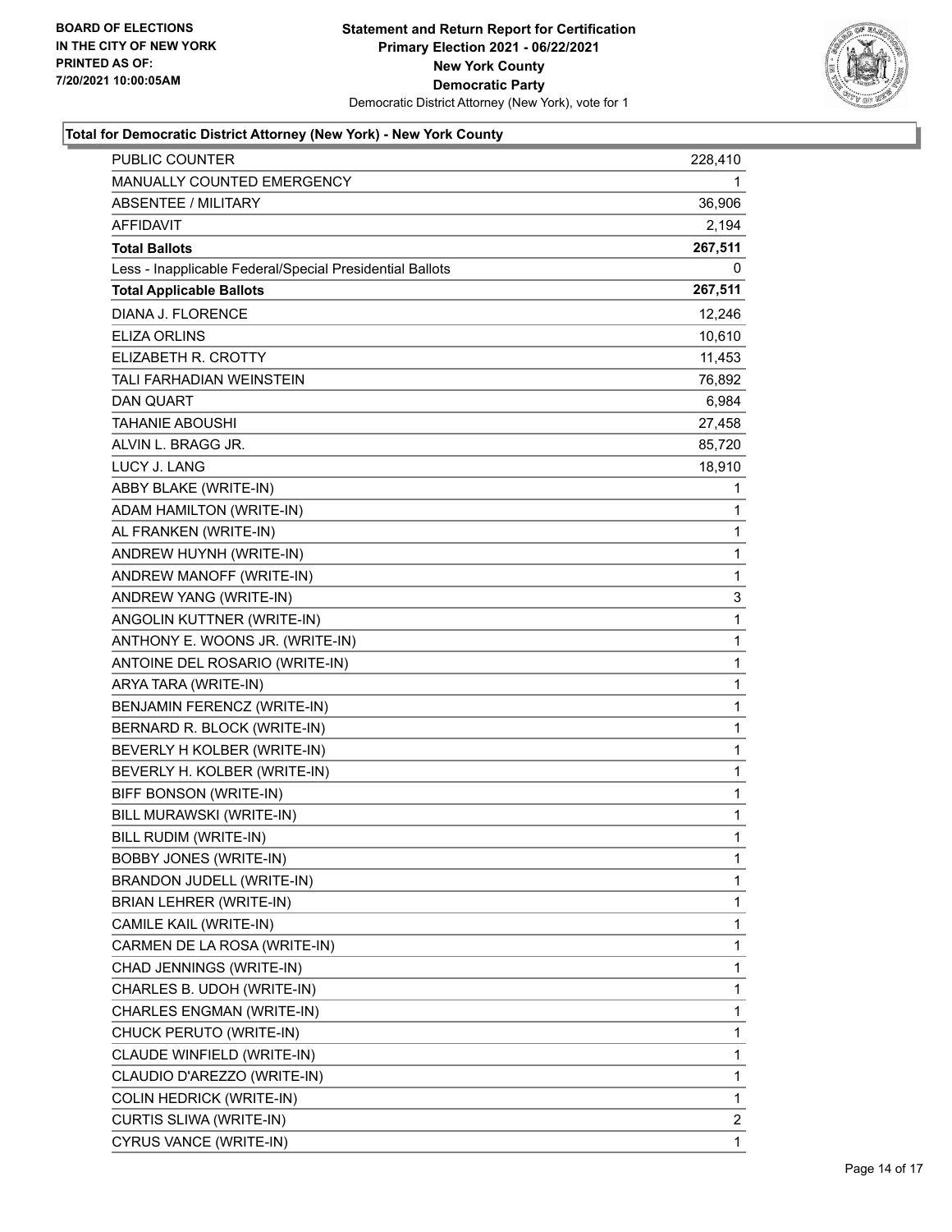**BOARD OF ELECTIONS IN THE CITY OF NEW YORK PRINTED AS OF: 7/20/2021 10:00:05AM**

**Statement and Return Report for Certification Primary Election 2021 - 06/22/2021 New York County Democratic Party**

Democratic District Attorney (New York), vote for 1

### Total for Democratic District Attorney (New York) - New York County

| | |
|---|---|
| PUBLIC COUNTER | 228,410 |
| MANUALLY COUNTED EMERGENCY | 1 |
| ABSENTEE / MILITARY | 36,906 |
| AFFIDAVIT | 2,194 |
| **Total Ballots** | **267,511** |
| Less - Inapplicable Federal/Special Presidential Ballots | 0 |
| **Total Applicable Ballots** | **267,511** |
| DIANA J. FLORENCE | 12,246 |
| ELIZA ORLINS | 10,610 |
| ELIZABETH R. CROTTY | 11,453 |
| TALI FARHADIAN WEINSTEIN | 76,892 |
| DAN QUART | 6,984 |
| TAHANIE ABOUSHI | 27,458 |
| ALVIN L. BRAGG JR. | 85,720 |
| LUCY J. LANG | 18,910 |
| ABBY BLAKE (WRITE-IN) | 1 |
| ADAM HAMILTON (WRITE-IN) | 1 |
| AL FRANKEN (WRITE-IN) | 1 |
| ANDREW HUYNH (WRITE-IN) | 1 |
| ANDREW MANOFF (WRITE-IN) | 1 |
| ANDREW YANG (WRITE-IN) | 3 |
| ANGOLIN KUTTNER (WRITE-IN) | 1 |
| ANTHONY E. WOONS JR. (WRITE-IN) | 1 |
| ANTOINE DEL ROSARIO (WRITE-IN) | 1 |
| ARYA TARA (WRITE-IN) | 1 |
| BENJAMIN FERENCZ (WRITE-IN) | 1 |
| BERNARD R. BLOCK (WRITE-IN) | 1 |
| BEVERLY H KOLBER (WRITE-IN) | 1 |
| BEVERLY H. KOLBER (WRITE-IN) | 1 |
| BIFF BONSON (WRITE-IN) | 1 |
| BILL MURAWSKI (WRITE-IN) | 1 |
| BILL RUDIM (WRITE-IN) | 1 |
| BOBBY JONES (WRITE-IN) | 1 |
| BRANDON JUDELL (WRITE-IN) | 1 |
| BRIAN LEHRER (WRITE-IN) | 1 |
| CAMILE KAIL (WRITE-IN) | 1 |
| CARMEN DE LA ROSA (WRITE-IN) | 1 |
| CHAD JENNINGS (WRITE-IN) | 1 |
| CHARLES B. UDOH (WRITE-IN) | 1 |
| CHARLES ENGMAN (WRITE-IN) | 1 |
| CHUCK PERUTO (WRITE-IN) | 1 |
| CLAUDE WINFIELD (WRITE-IN) | 1 |
| CLAUDIO D'AREZZO (WRITE-IN) | 1 |
| COLIN HEDRICK (WRITE-IN) | 1 |
| CURTIS SLIWA (WRITE-IN) | 2 |
| CYRUS VANCE (WRITE-IN) | 1 |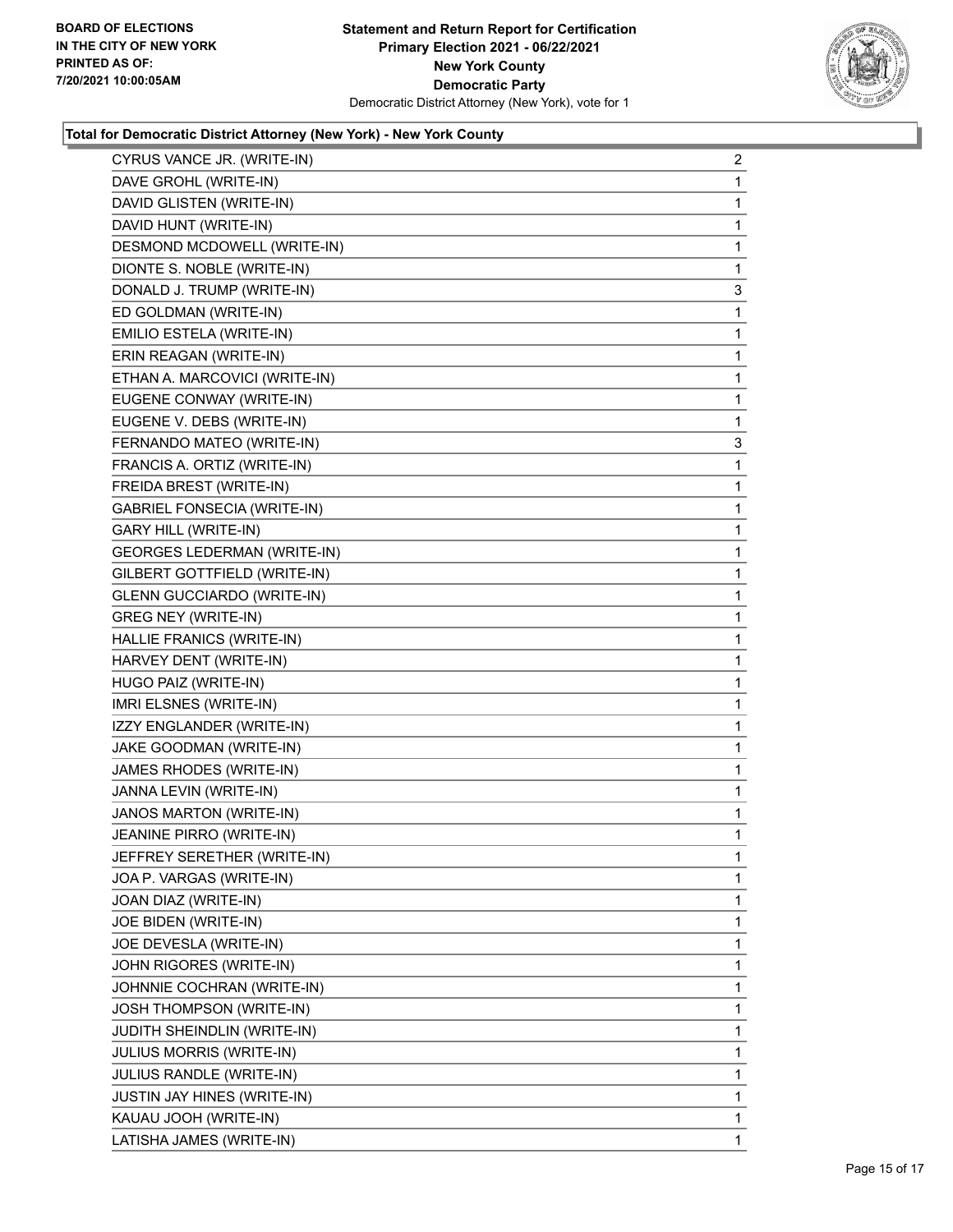**Total for Democratic District Attorney (New York) - New York County**

| Candidate | Votes |
|---|---|
| CYRUS VANCE JR. (WRITE-IN) | 2 |
| DAVE GROHL (WRITE-IN) | 1 |
| DAVID GLISTEN (WRITE-IN) | 1 |
| DAVID HUNT (WRITE-IN) | 1 |
| DESMOND MCDOWELL (WRITE-IN) | 1 |
| DIONTE S. NOBLE (WRITE-IN) | 1 |
| DONALD J. TRUMP (WRITE-IN) | 3 |
| ED GOLDMAN (WRITE-IN) | 1 |
| EMILIO ESTELA (WRITE-IN) | 1 |
| ERIN REAGAN (WRITE-IN) | 1 |
| ETHAN A. MARCOVICI (WRITE-IN) | 1 |
| EUGENE CONWAY (WRITE-IN) | 1 |
| EUGENE V. DEBS (WRITE-IN) | 1 |
| FERNANDO MATEO (WRITE-IN) | 3 |
| FRANCIS A. ORTIZ (WRITE-IN) | 1 |
| FREIDA BREST (WRITE-IN) | 1 |
| GABRIEL FONSECIA (WRITE-IN) | 1 |
| GARY HILL (WRITE-IN) | 1 |
| GEORGES LEDERMAN (WRITE-IN) | 1 |
| GILBERT GOTTFIELD (WRITE-IN) | 1 |
| GLENN GUCCIARDO (WRITE-IN) | 1 |
| GREG NEY (WRITE-IN) | 1 |
| HALLIE FRANICS (WRITE-IN) | 1 |
| HARVEY DENT (WRITE-IN) | 1 |
| HUGO PAIZ (WRITE-IN) | 1 |
| IMRI ELSNES (WRITE-IN) | 1 |
| IZZY ENGLANDER (WRITE-IN) | 1 |
| JAKE GOODMAN (WRITE-IN) | 1 |
| JAMES RHODES (WRITE-IN) | 1 |
| JANNA LEVIN (WRITE-IN) | 1 |
| JANOS MARTON (WRITE-IN) | 1 |
| JEANINE PIRRO (WRITE-IN) | 1 |
| JEFFREY SERETHER (WRITE-IN) | 1 |
| JOA P. VARGAS (WRITE-IN) | 1 |
| JOAN DIAZ (WRITE-IN) | 1 |
| JOE BIDEN (WRITE-IN) | 1 |
| JOE DEVESLA (WRITE-IN) | 1 |
| JOHN RIGORES (WRITE-IN) | 1 |
| JOHNNIE COCHRAN (WRITE-IN) | 1 |
| JOSH THOMPSON (WRITE-IN) | 1 |
| JUDITH SHEINDLIN (WRITE-IN) | 1 |
| JULIUS MORRIS (WRITE-IN) | 1 |
| JULIUS RANDLE (WRITE-IN) | 1 |
| JUSTIN JAY HINES (WRITE-IN) | 1 |
| KAUAU JOOH (WRITE-IN) | 1 |
| LATISHA JAMES (WRITE-IN) | 1 |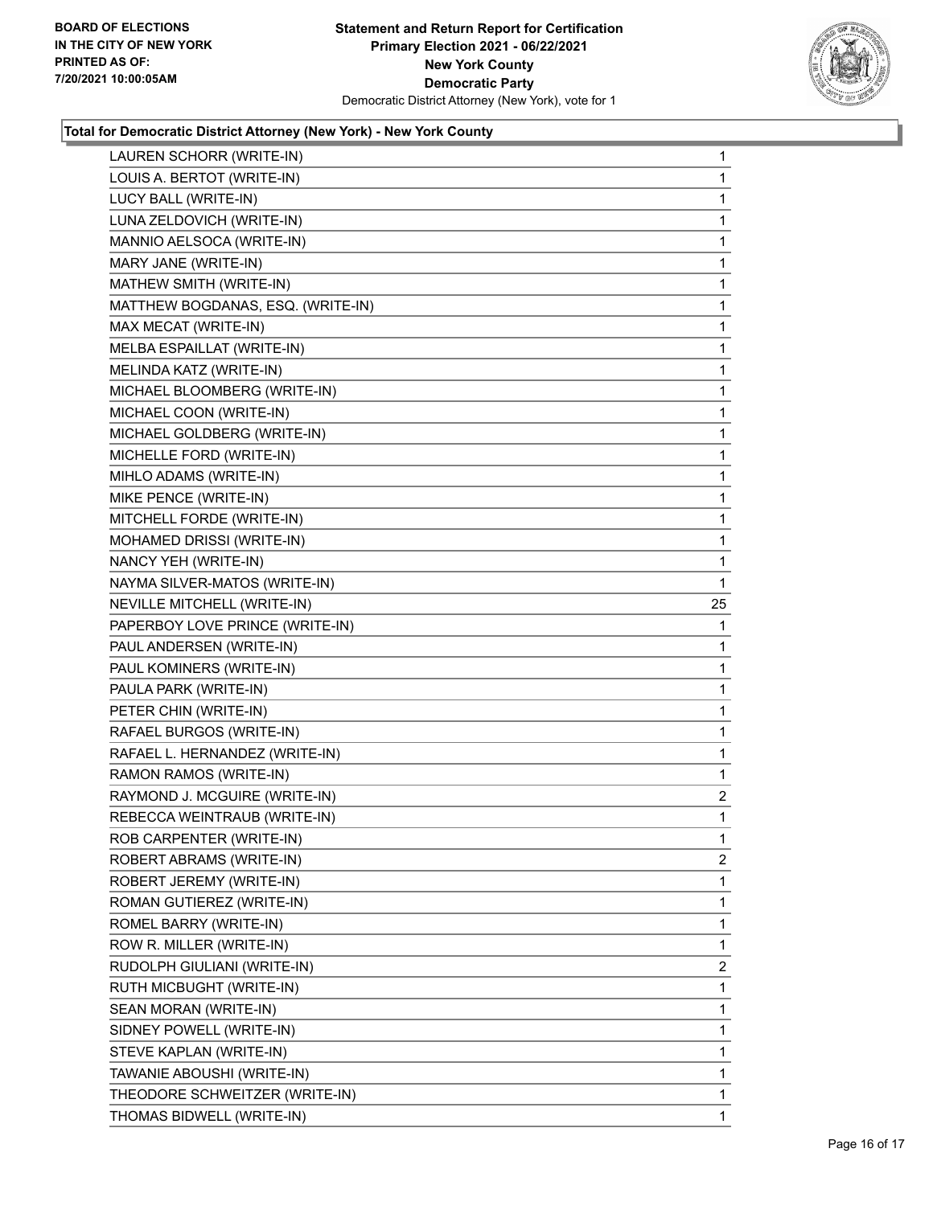**Total for Democratic District Attorney (New York) - New York County**

| | |
|---|---|
| LAUREN SCHORR (WRITE-IN) | 1 |
| LOUIS A. BERTOT (WRITE-IN) | 1 |
| LUCY BALL (WRITE-IN) | 1 |
| LUNA ZELDOVICH (WRITE-IN) | 1 |
| MANNIO AELSOCA (WRITE-IN) | 1 |
| MARY JANE (WRITE-IN) | 1 |
| MATHEW SMITH (WRITE-IN) | 1 |
| MATTHEW BOGDANAS, ESQ. (WRITE-IN) | 1 |
| MAX MECAT (WRITE-IN) | 1 |
| MELBA ESPAILLAT (WRITE-IN) | 1 |
| MELINDA KATZ (WRITE-IN) | 1 |
| MICHAEL BLOOMBERG (WRITE-IN) | 1 |
| MICHAEL COON (WRITE-IN) | 1 |
| MICHAEL GOLDBERG (WRITE-IN) | 1 |
| MICHELLE FORD (WRITE-IN) | 1 |
| MIHLO ADAMS (WRITE-IN) | 1 |
| MIKE PENCE (WRITE-IN) | 1 |
| MITCHELL FORDE (WRITE-IN) | 1 |
| MOHAMED DRISSI (WRITE-IN) | 1 |
| NANCY YEH (WRITE-IN) | 1 |
| NAYMA SILVER-MATOS (WRITE-IN) | 1 |
| NEVILLE MITCHELL (WRITE-IN) | 25 |
| PAPERBOY LOVE PRINCE (WRITE-IN) | 1 |
| PAUL ANDERSEN (WRITE-IN) | 1 |
| PAUL KOMINERS (WRITE-IN) | 1 |
| PAULA PARK (WRITE-IN) | 1 |
| PETER CHIN (WRITE-IN) | 1 |
| RAFAEL BURGOS (WRITE-IN) | 1 |
| RAFAEL L. HERNANDEZ (WRITE-IN) | 1 |
| RAMON RAMOS (WRITE-IN) | 1 |
| RAYMOND J. MCGUIRE (WRITE-IN) | 2 |
| REBECCA WEINTRAUB (WRITE-IN) | 1 |
| ROB CARPENTER (WRITE-IN) | 1 |
| ROBERT ABRAMS (WRITE-IN) | 2 |
| ROBERT JEREMY (WRITE-IN) | 1 |
| ROMAN GUTIEREZ (WRITE-IN) | 1 |
| ROMEL BARRY (WRITE-IN) | 1 |
| ROW R. MILLER (WRITE-IN) | 1 |
| RUDOLPH GIULIANI (WRITE-IN) | 2 |
| RUTH MICBUGHT (WRITE-IN) | 1 |
| SEAN MORAN (WRITE-IN) | 1 |
| SIDNEY POWELL (WRITE-IN) | 1 |
| STEVE KAPLAN (WRITE-IN) | 1 |
| TAWANIE ABOUSHI (WRITE-IN) | 1 |
| THEODORE SCHWEITZER (WRITE-IN) | 1 |
| THOMAS BIDWELL (WRITE-IN) | 1 |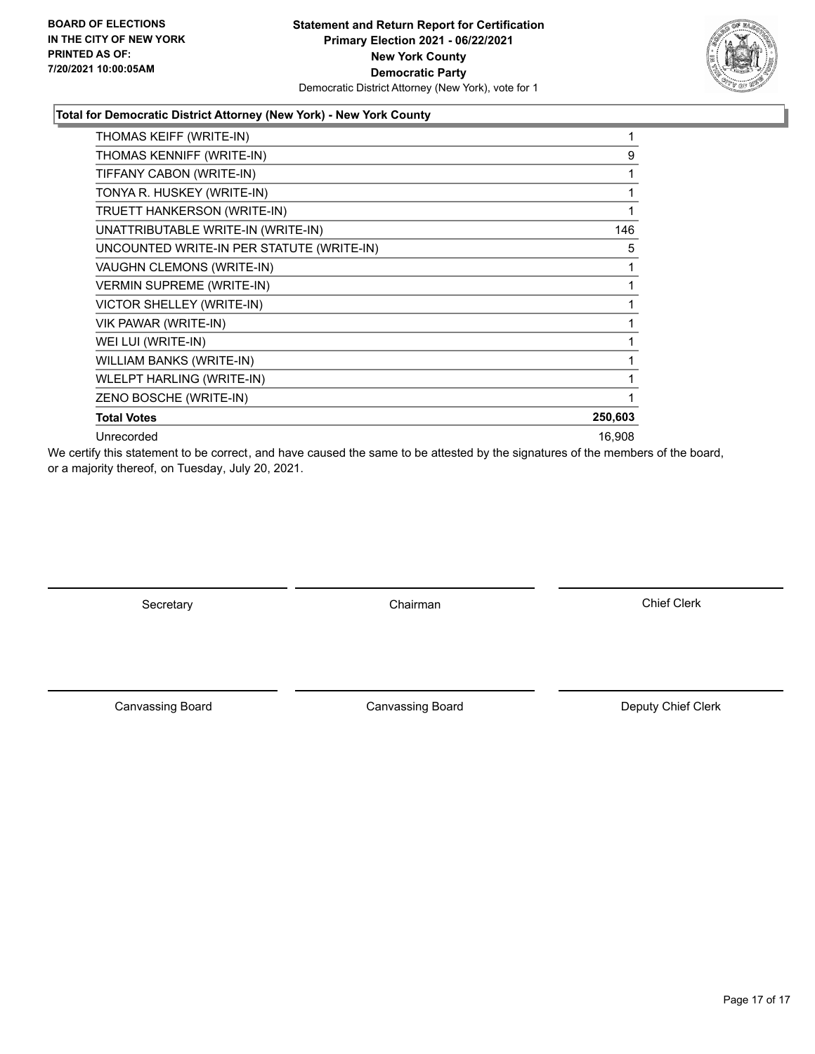**BOARD OF ELECTIONS IN THE CITY OF NEW YORK PRINTED AS OF: 7/20/2021 10:00:05AM**

**Statement and Return Report for Certification Primary Election 2021 - 06/22/2021 New York County Democratic Party**

Democratic District Attorney (New York), vote for 1

**Total for Democratic District Attorney (New York) - New York County**

| | |
|---|---|
| THOMAS KEIFF (WRITE-IN) | 1 |
| THOMAS KENNIFF (WRITE-IN) | 9 |
| TIFFANY CABON (WRITE-IN) | 1 |
| TONYA R. HUSKEY (WRITE-IN) | 1 |
| TRUETT HANKERSON (WRITE-IN) | 1 |
| UNATTRIBUTABLE WRITE-IN (WRITE-IN) | 146 |
| UNCOUNTED WRITE-IN PER STATUTE (WRITE-IN) | 5 |
| VAUGHN CLEMONS (WRITE-IN) | 1 |
| VERMIN SUPREME (WRITE-IN) | 1 |
| VICTOR SHELLEY (WRITE-IN) | 1 |
| VIK PAWAR (WRITE-IN) | 1 |
| WEI LUI (WRITE-IN) | 1 |
| WILLIAM BANKS (WRITE-IN) | 1 |
| WLELPT HARLING (WRITE-IN) | 1 |
| ZENO BOSCHE (WRITE-IN) | 1 |
| **Total Votes** | **250,603** |
| Unrecorded | 16,908 |

We certify this statement to be correct, and have caused the same to be attested by the signatures of the members of the board, or a majority thereof, on Tuesday, July 20, 2021.

Secretary

Chairman

Chief Clerk

Canvassing Board

Canvassing Board

Deputy Chief Clerk